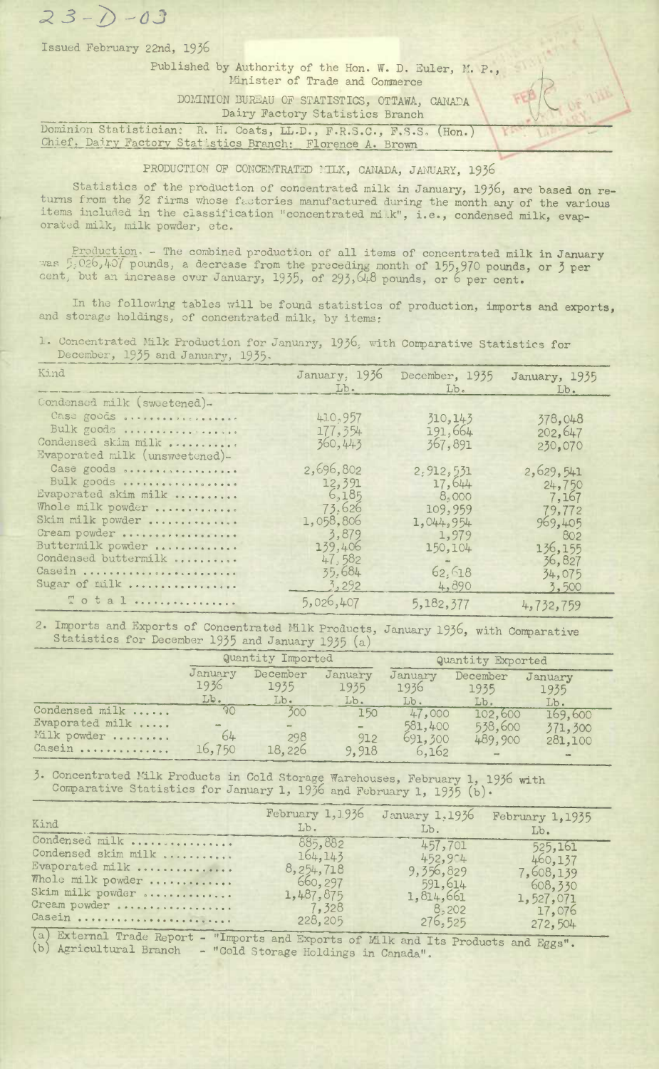23-D-03

Issued February 22nd, 1936

Published by Authority of the Hon. W. D. Euler, M. P.,
Minister of Trade and Commerce

DOMINION BUREAU OF STATISTICS, OTTAWA, CANADA
Dairy Factory Statistics Branch

Dominion Statistician: R. H. Coats, LL.D., F.R.S.C., F.S.S. (Hon.)
Chief, Dairy Factory Statistics Branch: Florence A. Brown

## PRODUCTION OF CONCENTRATED MILK, CANADA, JANUARY, 1936

Statistics of the production of concentrated milk in January, 1936, are based on returns from the 32 firms whose factories manufactured during the month any of the various items included in the classification "concentrated milk", i.e., condensed milk, evaporated milk, milk powder, etc.

Production. - The combined production of all items of concentrated milk in January was 5,026,407 pounds, a decrease from the preceding month of 155,970 pounds, or 3 per cent, but an increase over January, 1935, of 293,648 pounds, or 6 per cent.

In the following tables will be found statistics of production, imports and exports, and storage holdings, of concentrated milk, by items:

1. Concentrated Milk Production for January, 1936, with Comparative Statistics for December, 1935 and January, 1935.

| Kind | January, 1936 Lb. | December, 1935 Lb. | January, 1935 Lb. |
|---|---|---|---|
| Condensed milk (sweetened)- | | | |
| Case goods | 410,957 | 310,143 | 378,048 |
| Bulk goods | 177,354 | 191,664 | 202,647 |
| Condensed skim milk | 360,443 | 367,891 | 230,070 |
| Evaporated milk (unsweetened)- | | | |
| Case goods | 2,696,802 | 2,912,531 | 2,629,541 |
| Bulk goods | 12,391 | 17,644 | 24,750 |
| Evaporated skim milk | 6,185 | 8,000 | 7,167 |
| Whole milk powder | 73,626 | 109,959 | 79,772 |
| Skim milk powder | 1,058,806 | 1,044,954 | 969,405 |
| Cream powder | 3,879 | 1,979 | 802 |
| Buttermilk powder | 139,406 | 150,104 | 136,155 |
| Condensed buttermilk | 47,582 | - | 36,827 |
| Casein | 35,684 | 62,618 | 34,075 |
| Sugar of milk | 3,292 | 4,890 | 3,500 |
| Total | 5,026,407 | 5,182,377 | 4,732,759 |

2. Imports and Exports of Concentrated Milk Products, January 1936, with Comparative Statistics for December 1935 and January 1935 (a)

| | Quantity Imported | | | Quantity Exported | | |
|---|---|---|---|---|---|---|
| | January 1936 Lb. | December 1935 Lb. | January 1935 Lb. | January 1936 Lb. | December 1935 Lb. | January 1935 Lb. |
| Condensed milk | 90 | 300 | 150 | 47,000 | 102,600 | 169,600 |
| Evaporated milk | - | - | - | 581,400 | 538,600 | 371,300 |
| Milk powder | 64 | 298 | 912 | 691,300 | 489,900 | 281,100 |
| Casein | 16,750 | 18,226 | 9,918 | 6,162 | - | - |

3. Concentrated Milk Products in Cold Storage Warehouses, February 1, 1936 with Comparative Statistics for January 1, 1936 and February 1, 1935 (b).

| Kind | February 1, 1936 Lb. | January 1, 1936 Lb. | February 1, 1935 Lb. |
|---|---|---|---|
| Condensed milk | 885,882 | 457,701 | 525,161 |
| Condensed skim milk | 164,143 | 452,974 | 460,137 |
| Evaporated milk | 8,254,718 | 9,356,829 | 7,608,139 |
| Whole milk powder | 660,297 | 591,614 | 608,330 |
| Skim milk powder | 1,487,875 | 1,814,661 | 1,527,071 |
| Cream powder | 7,328 | 8,202 | 17,076 |
| Casein | 228,205 | 276,525 | 272,504 |

(a) External Trade Report - "Imports and Exports of Milk and Its Products and Eggs".
(b) Agricultural Branch - "Cold Storage Holdings in Canada".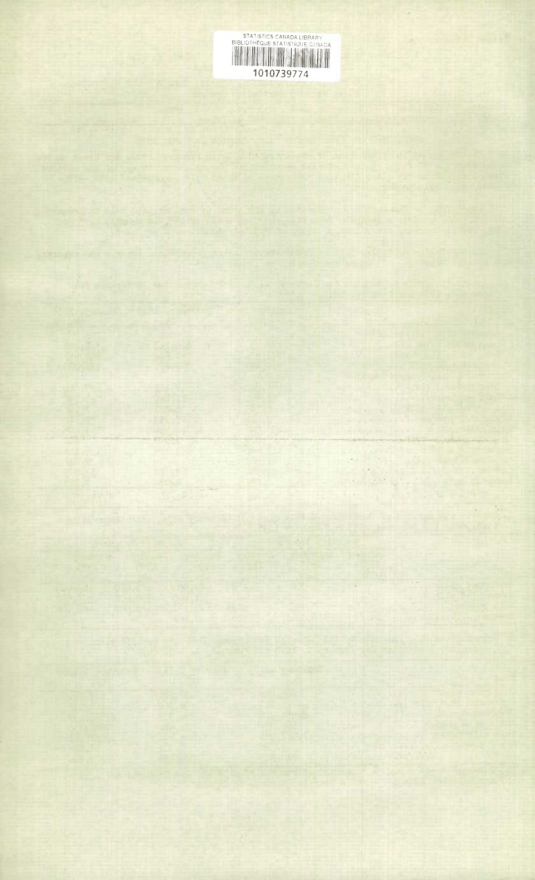STATISTICS CANADA LIBRARY
BIBLIOTHÈQUE STATISTIQUE CANADA

1010739774